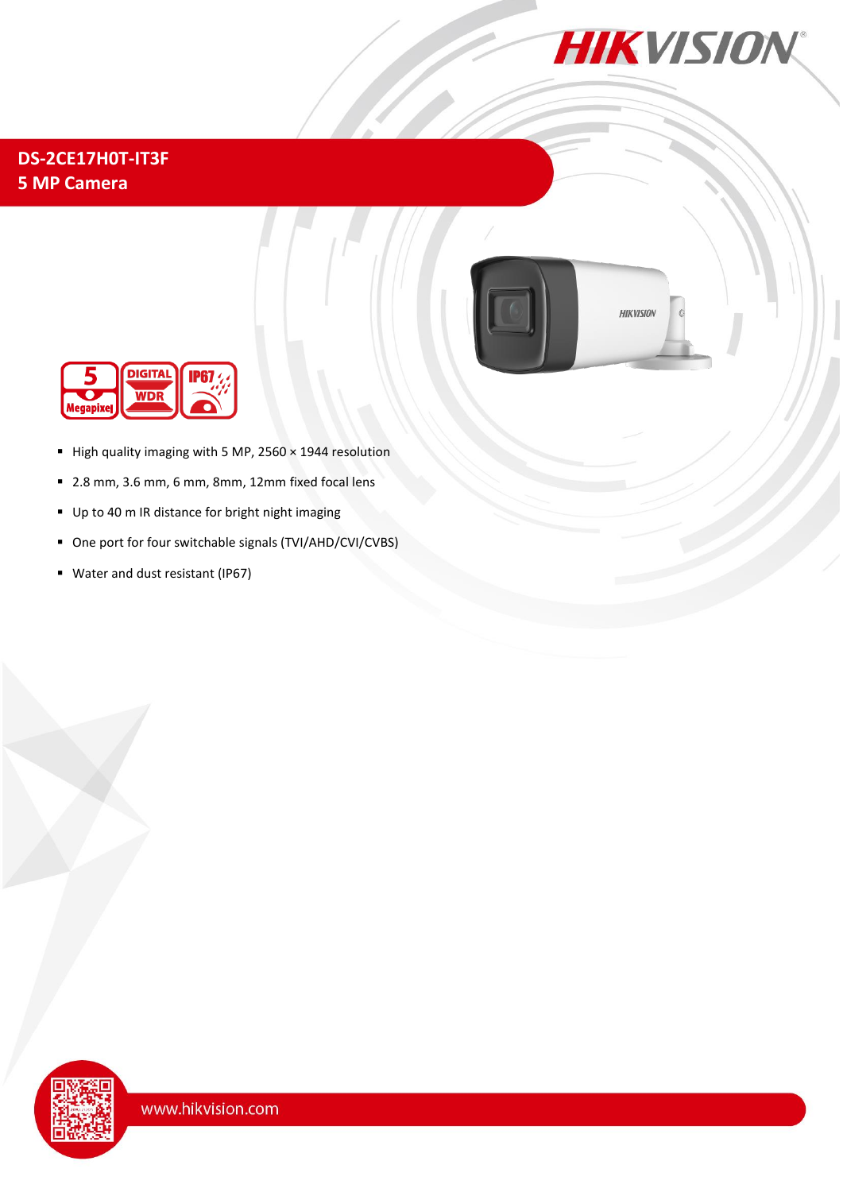# DS-2CE17H0T-IT3F
## 5 MP Camera

- High quality imaging with 5 MP, 2560 × 1944 resolution
- 2.8 mm, 3.6 mm, 6 mm, 8mm, 12mm fixed focal lens
- Up to 40 m IR distance for bright night imaging
- One port for four switchable signals (TVI/AHD/CVI/CVBS)
- Water and dust resistant (IP67)

www.hikvision.com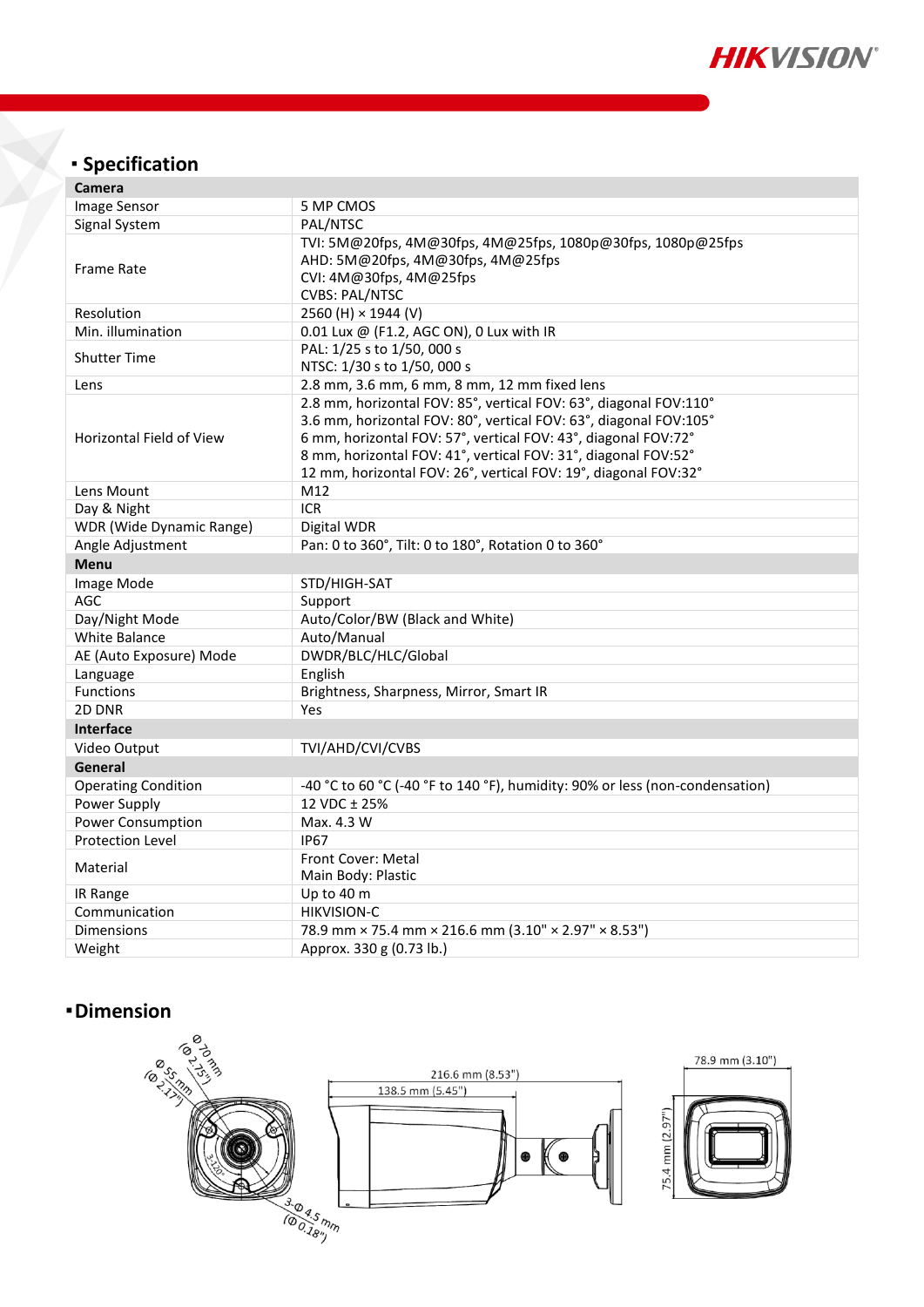## Specification

| Camera | |
|---|---|
| Image Sensor | 5 MP CMOS |
| Signal System | PAL/NTSC |
| Frame Rate | TVI: 5M@20fps, 4M@30fps, 4M@25fps, 1080p@30fps, 1080p@25fps<br>AHD: 5M@20fps, 4M@30fps, 4M@25fps<br>CVI: 4M@30fps, 4M@25fps<br>CVBS: PAL/NTSC |
| Resolution | 2560 (H) × 1944 (V) |
| Min. illumination | 0.01 Lux @ (F1.2, AGC ON), 0 Lux with IR |
| Shutter Time | PAL: 1/25 s to 1/50, 000 s<br>NTSC: 1/30 s to 1/50, 000 s |
| Lens | 2.8 mm, 3.6 mm, 6 mm, 8 mm, 12 mm fixed lens |
| Horizontal Field of View | 2.8 mm, horizontal FOV: 85°, vertical FOV: 63°, diagonal FOV:110°<br>3.6 mm, horizontal FOV: 80°, vertical FOV: 63°, diagonal FOV:105°<br>6 mm, horizontal FOV: 57°, vertical FOV: 43°, diagonal FOV:72°<br>8 mm, horizontal FOV: 41°, vertical FOV: 31°, diagonal FOV:52°<br>12 mm, horizontal FOV: 26°, vertical FOV: 19°, diagonal FOV:32° |
| Lens Mount | M12 |
| Day & Night | ICR |
| WDR (Wide Dynamic Range) | Digital WDR |
| Angle Adjustment | Pan: 0 to 360°, Tilt: 0 to 180°, Rotation 0 to 360° |
| **Menu** | |
| Image Mode | STD/HIGH-SAT |
| AGC | Support |
| Day/Night Mode | Auto/Color/BW (Black and White) |
| White Balance | Auto/Manual |
| AE (Auto Exposure) Mode | DWDR/BLC/HLC/Global |
| Language | English |
| Functions | Brightness, Sharpness, Mirror, Smart IR |
| 2D DNR | Yes |
| **Interface** | |
| Video Output | TVI/AHD/CVI/CVBS |
| **General** | |
| Operating Condition | -40 °C to 60 °C (-40 °F to 140 °F), humidity: 90% or less (non-condensation) |
| Power Supply | 12 VDC ± 25% |
| Power Consumption | Max. 4.3 W |
| Protection Level | IP67 |
| Material | Front Cover: Metal<br>Main Body: Plastic |
| IR Range | Up to 40 m |
| Communication | HIKVISION-C |
| Dimensions | 78.9 mm × 75.4 mm × 216.6 mm (3.10" × 2.97" × 8.53") |
| Weight | Approx. 330 g (0.73 lb.) |

## Dimension

Ø 70 mm (Ø 2.75")
Ø 55 mm (Ø 2.17")
3-120°
3-Ø 4.5 mm (Ø 0.18")
216.6 mm (8.53")
138.5 mm (5.45")
78.9 mm (3.10")
75.4 mm (2.97")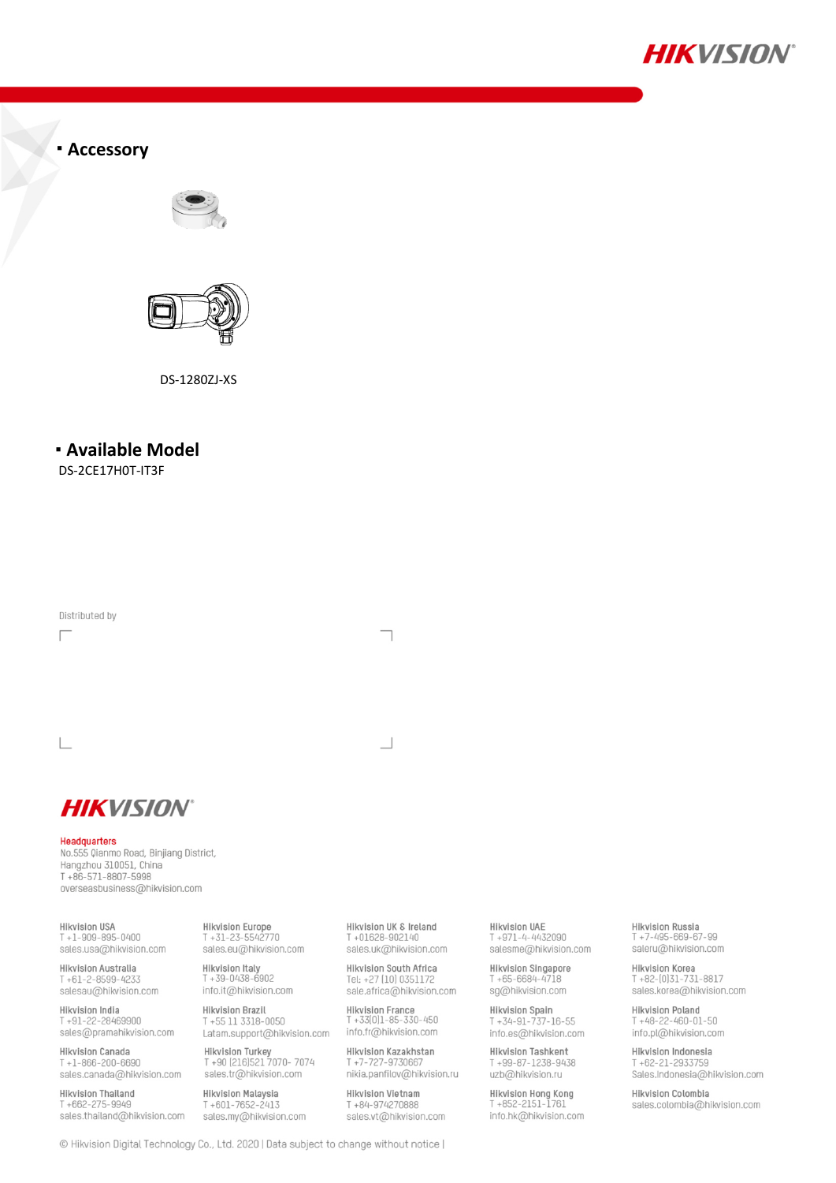## Accessory

DS-1280ZJ-XS

## Available Model

DS-2CE17H0T-IT3F

Distributed by

HIKVISION

**Headquarters**
No.555 Qianmo Road, Binjiang District,
Hangzhou 310051, China
T +86-571-8807-5998
overseasbusiness@hikvision.com

**Hikvision USA**
T +1-909-895-0400
sales.usa@hikvision.com

**Hikvision Europe**
T +31-23-5542770
sales.eu@hikvision.com

**Hikvision UK & Ireland**
T +01628-902140
sales.uk@hikvision.com

**Hikvision UAE**
T +971-4-4432090
salesme@hikvision.com

**Hikvision Russia**
T +7-495-669-67-99
saleru@hikvision.com

**Hikvision Australia**
T +61-2-8599-4233
salesau@hikvision.com

**Hikvision Italy**
T +39-0438-6902
info.it@hikvision.com

**Hikvision South Africa**
Tel: +27 (10) 0351172
sale.africa@hikvision.com

**Hikvision Singapore**
T +65-6684-4718
sg@hikvision.com

**Hikvision Korea**
T +82-(0)31-731-8817
sales.korea@hikvision.com

**Hikvision India**
T +91-22-28469900
sales@pramahikvision.com

**Hikvision Brazil**
T +55 11 3318-0050
Latam.support@hikvision.com

**Hikvision France**
T +33(0)1-85-330-450
info.fr@hikvision.com

**Hikvision Spain**
T +34-91-737-16-55
info.es@hikvision.com

**Hikvision Poland**
T +48-22-460-01-50
info.pl@hikvision.com

**Hikvision Canada**
T +1-866-200-6690
sales.canada@hikvision.com

**Hikvision Turkey**
T +90 (216)521 7070- 7074
sales.tr@hikvision.com

**Hikvision Kazakhstan**
T +7-727-9730667
nikia.panfilov@hikvision.ru

**Hikvision Tashkent**
T +99-87-1238-9438
uzb@hikvision.ru

**Hikvision Indonesia**
T +62-21-2933759
Sales.Indonesia@hikvision.com

**Hikvision Thailand**
T +662-275-9949
sales.thailand@hikvision.com

**Hikvision Malaysia**
T +601-7652-2413
sales.my@hikvision.com

**Hikvision Vietnam**
T +84-974270888
sales.vt@hikvision.com

**Hikvision Hong Kong**
T +852-2151-1761
info.hk@hikvision.com

**Hikvision Colombia**
sales.colombia@hikvision.com

© Hikvision Digital Technology Co., Ltd. 2020 | Data subject to change without notice |